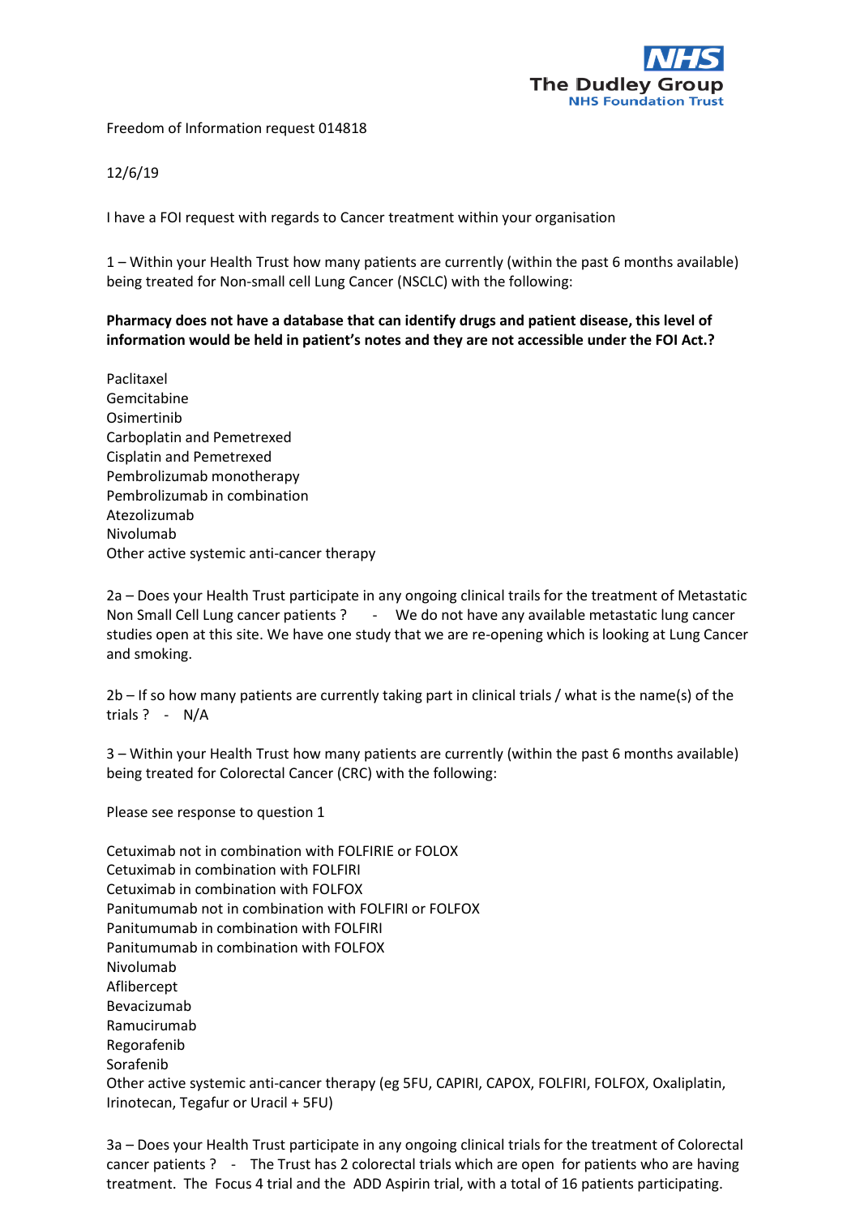Freedom of Information request 014818

12/6/19

I have a FOI request with regards to Cancer treatment within your organisation

1 – Within your Health Trust how many patients are currently (within the past 6 months available) being treated for Non-small cell Lung Cancer (NSCLC) with the following:

**Pharmacy does not have a database that can identify drugs and patient disease, this level of information would be held in patient's notes and they are not accessible under the FOI Act.?**

Paclitaxel
Gemcitabine
Osimertinib
Carboplatin and Pemetrexed
Cisplatin and Pemetrexed
Pembrolizumab monotherapy
Pembrolizumab in combination
Atezolizumab
Nivolumab
Other active systemic anti-cancer therapy

2a – Does your Health Trust participate in any ongoing clinical trails for the treatment of Metastatic Non Small Cell Lung cancer patients ? - We do not have any available metastatic lung cancer studies open at this site. We have one study that we are re-opening which is looking at Lung Cancer and smoking.

2b – If so how many patients are currently taking part in clinical trials / what is the name(s) of the trials ? - N/A

3 – Within your Health Trust how many patients are currently (within the past 6 months available) being treated for Colorectal Cancer (CRC) with the following:

Please see response to question 1

Cetuximab not in combination with FOLFIRIE or FOLOX
Cetuximab in combination with FOLFIRI
Cetuximab in combination with FOLFOX
Panitumumab not in combination with FOLFIRI or FOLFOX
Panitumumab in combination with FOLFIRI
Panitumumab in combination with FOLFOX
Nivolumab
Aflibercept
Bevacizumab
Ramucirumab
Regorafenib
Sorafenib
Other active systemic anti-cancer therapy (eg 5FU, CAPIRI, CAPOX, FOLFIRI, FOLFOX, Oxaliplatin, Irinotecan, Tegafur or Uracil + 5FU)

3a – Does your Health Trust participate in any ongoing clinical trials for the treatment of Colorectal cancer patients ? - The Trust has 2 colorectal trials which are open for patients who are having treatment. The Focus 4 trial and the ADD Aspirin trial, with a total of 16 patients participating.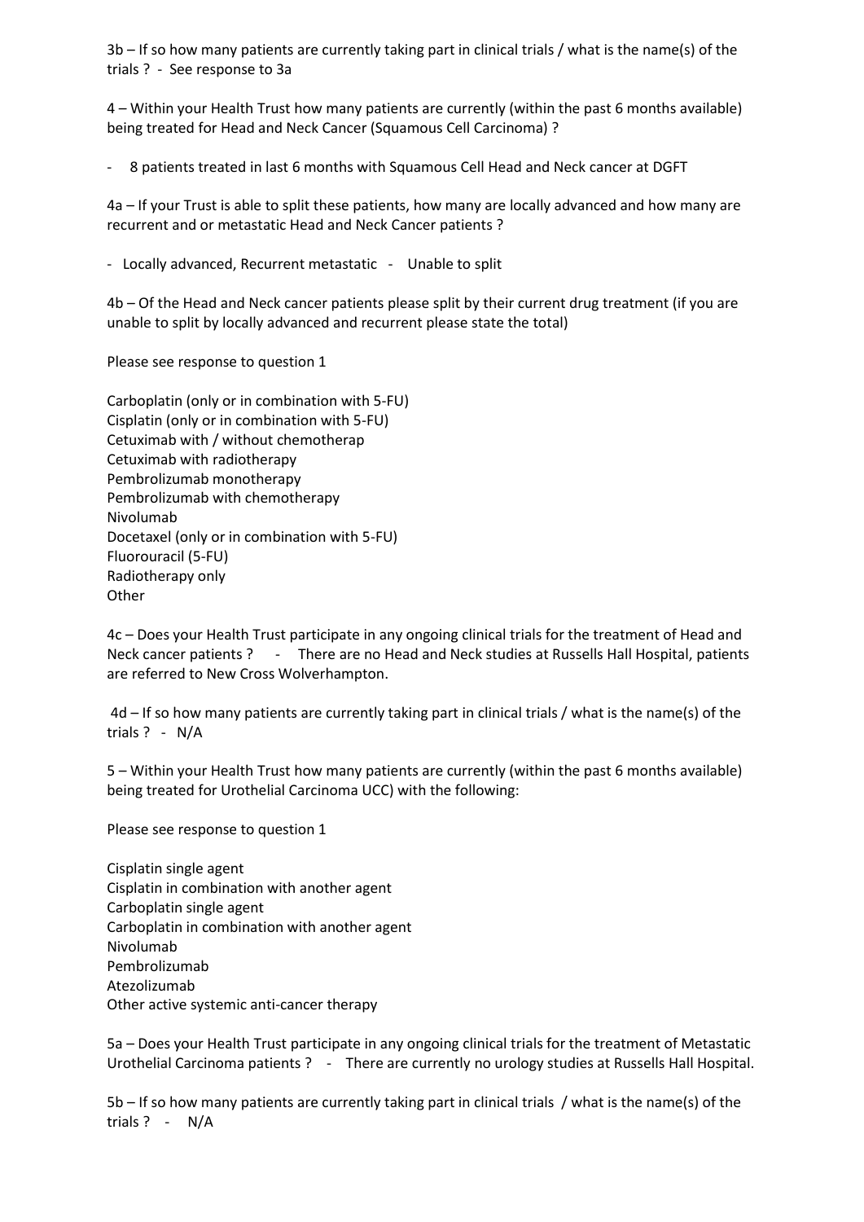3b – If so how many patients are currently taking part in clinical trials / what is the name(s) of the trials ? - See response to 3a

4 – Within your Health Trust how many patients are currently (within the past 6 months available) being treated for Head and Neck Cancer (Squamous Cell Carcinoma) ?

- 8 patients treated in last 6 months with Squamous Cell Head and Neck cancer at DGFT

4a – If your Trust is able to split these patients, how many are locally advanced and how many are recurrent and or metastatic Head and Neck Cancer patients ?

- Locally advanced, Recurrent metastatic - Unable to split

4b – Of the Head and Neck cancer patients please split by their current drug treatment (if you are unable to split by locally advanced and recurrent please state the total)

Please see response to question 1

Carboplatin (only or in combination with 5-FU)
Cisplatin (only or in combination with 5-FU)
Cetuximab with / without chemotherap
Cetuximab with radiotherapy
Pembrolizumab monotherapy
Pembrolizumab with chemotherapy
Nivolumab
Docetaxel (only or in combination with 5-FU)
Fluorouracil (5-FU)
Radiotherapy only
Other

4c – Does your Health Trust participate in any ongoing clinical trials for the treatment of Head and Neck cancer patients ? - There are no Head and Neck studies at Russells Hall Hospital, patients are referred to New Cross Wolverhampton.

4d – If so how many patients are currently taking part in clinical trials / what is the name(s) of the trials ? - N/A

5 – Within your Health Trust how many patients are currently (within the past 6 months available) being treated for Urothelial Carcinoma UCC) with the following:

Please see response to question 1

Cisplatin single agent
Cisplatin in combination with another agent
Carboplatin single agent
Carboplatin in combination with another agent
Nivolumab
Pembrolizumab
Atezolizumab
Other active systemic anti-cancer therapy

5a – Does your Health Trust participate in any ongoing clinical trials for the treatment of Metastatic Urothelial Carcinoma patients ? - There are currently no urology studies at Russells Hall Hospital.

5b – If so how many patients are currently taking part in clinical trials / what is the name(s) of the trials ? - N/A